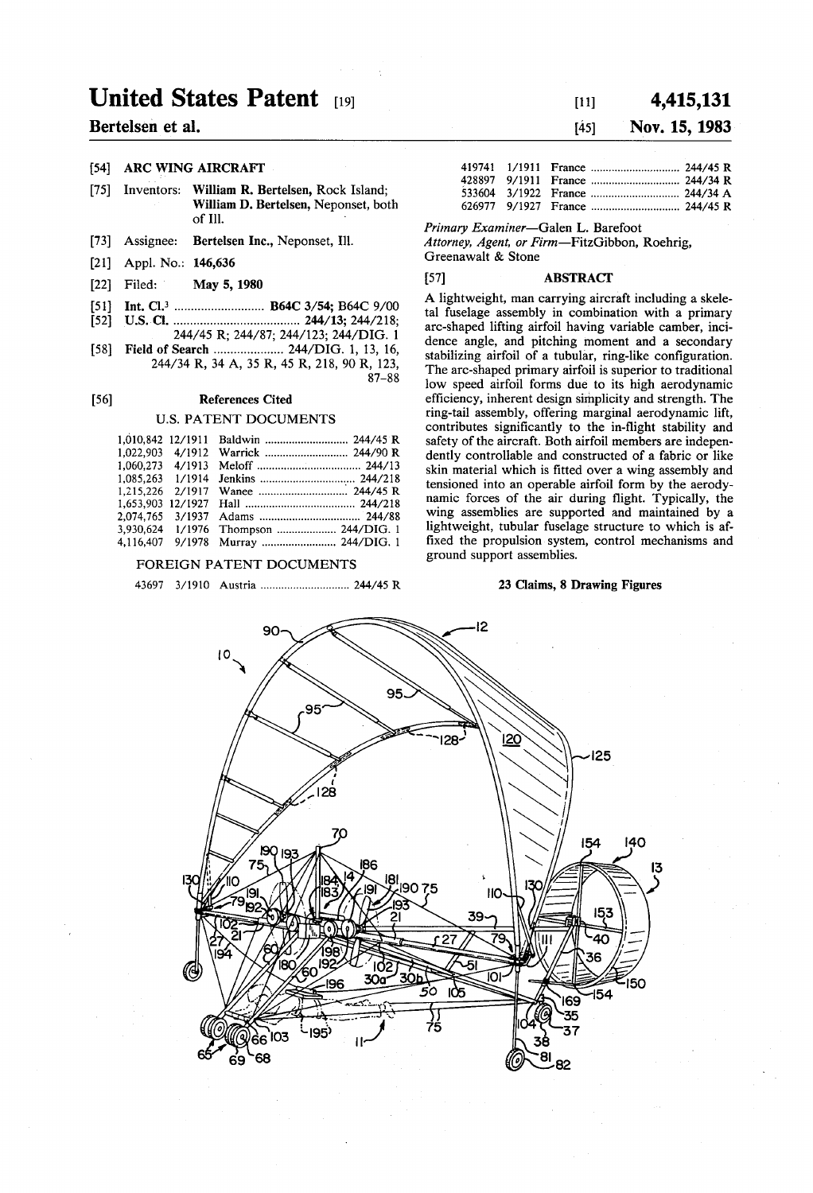# United States Patent [19]

**Bertelsen et al.**

[11] **4,415,131**

[45] **Nov. 15, 1983**

[54] **ARC WING AIRCRAFT**

[75] Inventors: **William R. Bertelsen**, Rock Island; **William D. Bertelsen**, Neponset, both of Ill.

[73] Assignee: **Bertelsen Inc.**, Neponset, Ill.

[21] Appl. No.: **146,636**

[22] Filed: **May 5, 1980**

[51] Int. Cl.³ .......................... **B64C 3/54**; B64C 9/00

[52] U.S. Cl. ...................................... **244/13**; 244/218; 244/45 R; 244/87; 244/123; 244/DIG. 1

[58] Field of Search .................... 244/DIG. 1, 13, 16, 244/34 R, 34 A, 35 R, 45 R, 218, 90 R, 123, 87–88

[56] **References Cited**

U.S. PATENT DOCUMENTS

| | | | |
|---|---|---|---|
| 1,010,842 | 12/1911 | Baldwin | 244/45 R |
| 1,022,903 | 4/1912 | Warrick | 244/90 R |
| 1,060,273 | 4/1913 | Meloff | 244/13 |
| 1,085,263 | 1/1914 | Jenkins | 244/218 |
| 1,215,226 | 2/1917 | Wanee | 244/45 R |
| 1,653,903 | 12/1927 | Hall | 244/218 |
| 2,074,765 | 3/1937 | Adams | 244/88 |
| 3,930,624 | 1/1976 | Thompson | 244/DIG. 1 |
| 4,116,407 | 9/1978 | Murray | 244/DIG. 1 |

FOREIGN PATENT DOCUMENTS

| | | | |
|---|---|---|---|
| 43697 | 3/1910 | Austria | 244/45 R |
| 419741 | 1/1911 | France | 244/45 R |
| 428897 | 9/1911 | France | 244/34 R |
| 533604 | 3/1922 | France | 244/34 A |
| 626977 | 9/1927 | France | 244/45 R |

*Primary Examiner*—Galen L. Barefoot

*Attorney, Agent, or Firm*—FitzGibbon, Roehrig, Greenawalt & Stone

[57] **ABSTRACT**

A lightweight, man carrying aircraft including a skeletal fuselage assembly in combination with a primary arc-shaped lifting airfoil having variable camber, incidence angle, and pitching moment and a secondary stabilizing airfoil of a tubular, ring-like configuration. The arc-shaped primary airfoil is superior to traditional low speed airfoil forms due to its high aerodynamic efficiency, inherent design simplicity and strength. The ring-tail assembly, offering marginal aerodynamic lift, contributes significantly to the in-flight stability and safety of the aircraft. Both airfoil members are independently controllable and constructed of a fabric or like skin material which is fitted over a wing assembly and tensioned into an operable airfoil form by the aerodynamic forces of the air during flight. Typically, the wing assemblies are supported and maintained by a lightweight, tubular fuselage structure to which is affixed the propulsion system, control mechanisms and ground support assemblies.

**23 Claims, 8 Drawing Figures**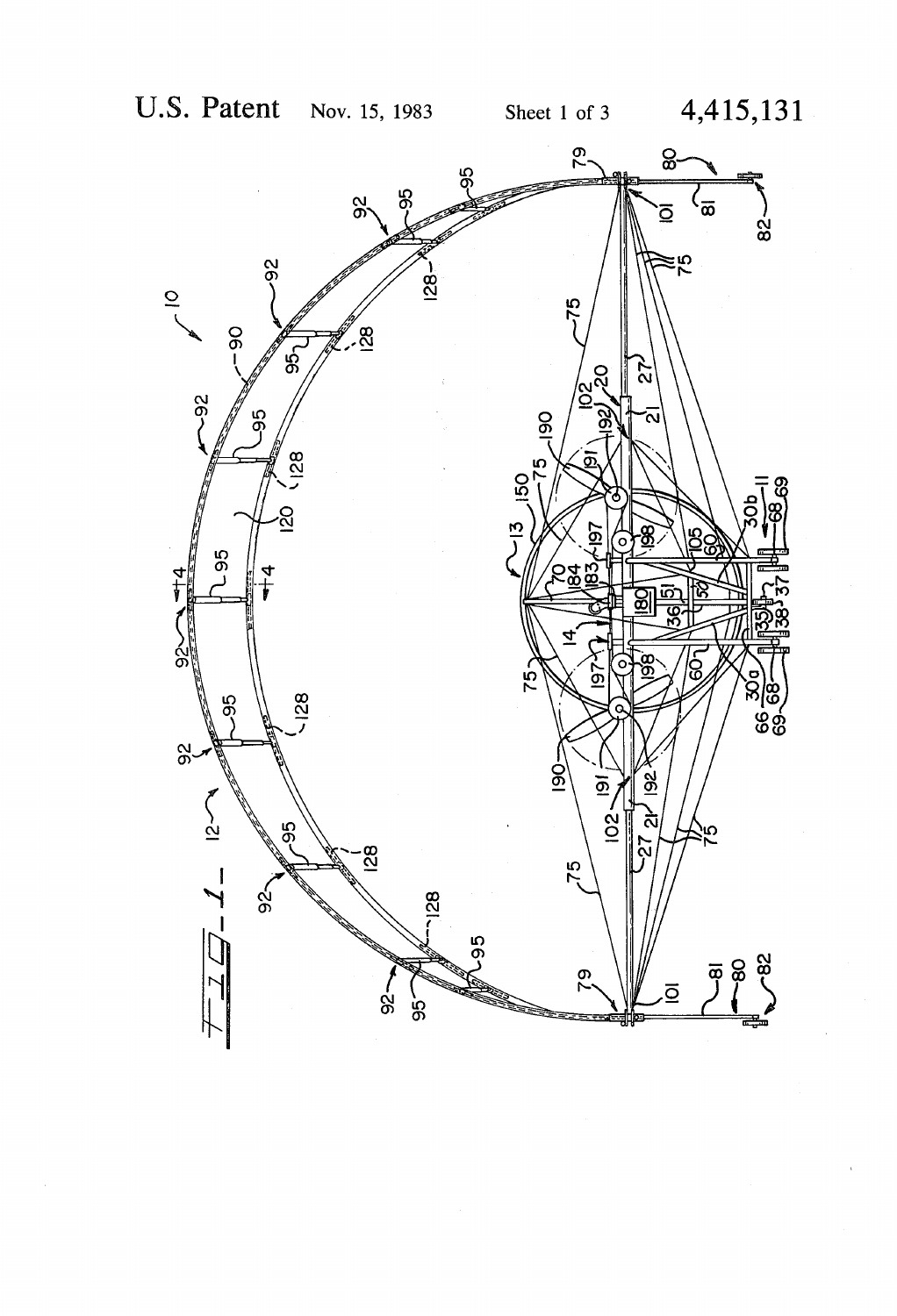U.S. Patent Nov. 15, 1983 Sheet 1 of 3 4,415,131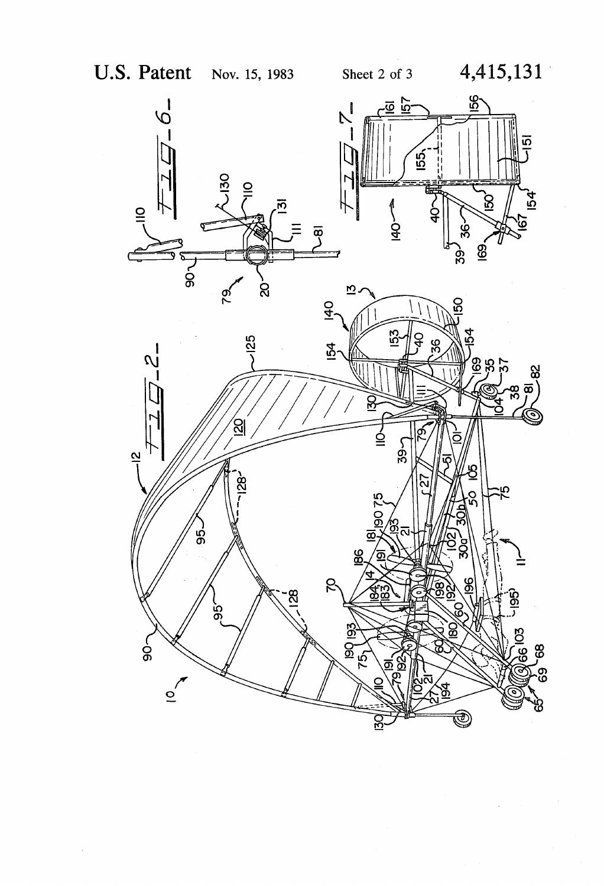U.S. Patent Nov. 15, 1983 Sheet 2 of 3 4,415,131

FIG-2-

FIG-6-

FIG-7-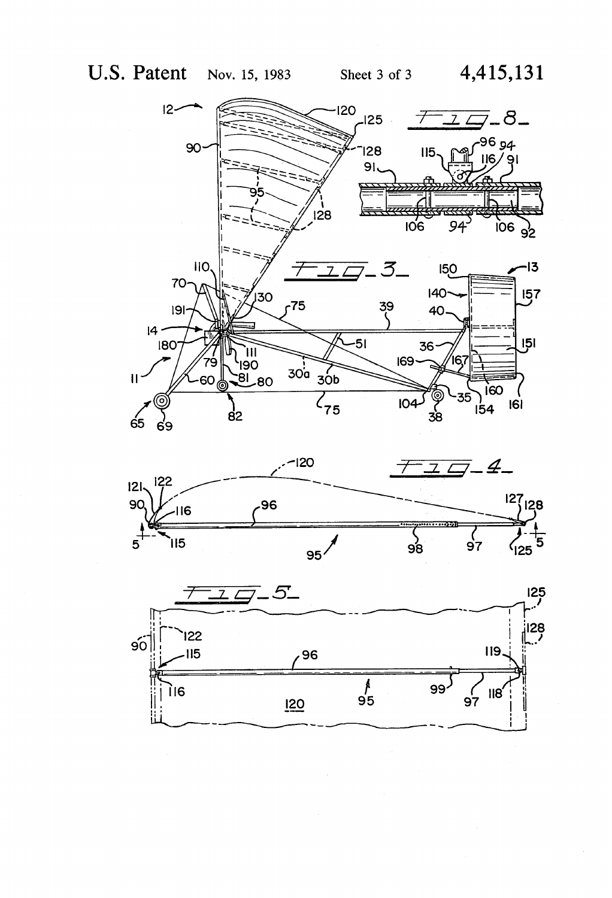FIG. 8

FIG. 3

FIG. 4

FIG. 5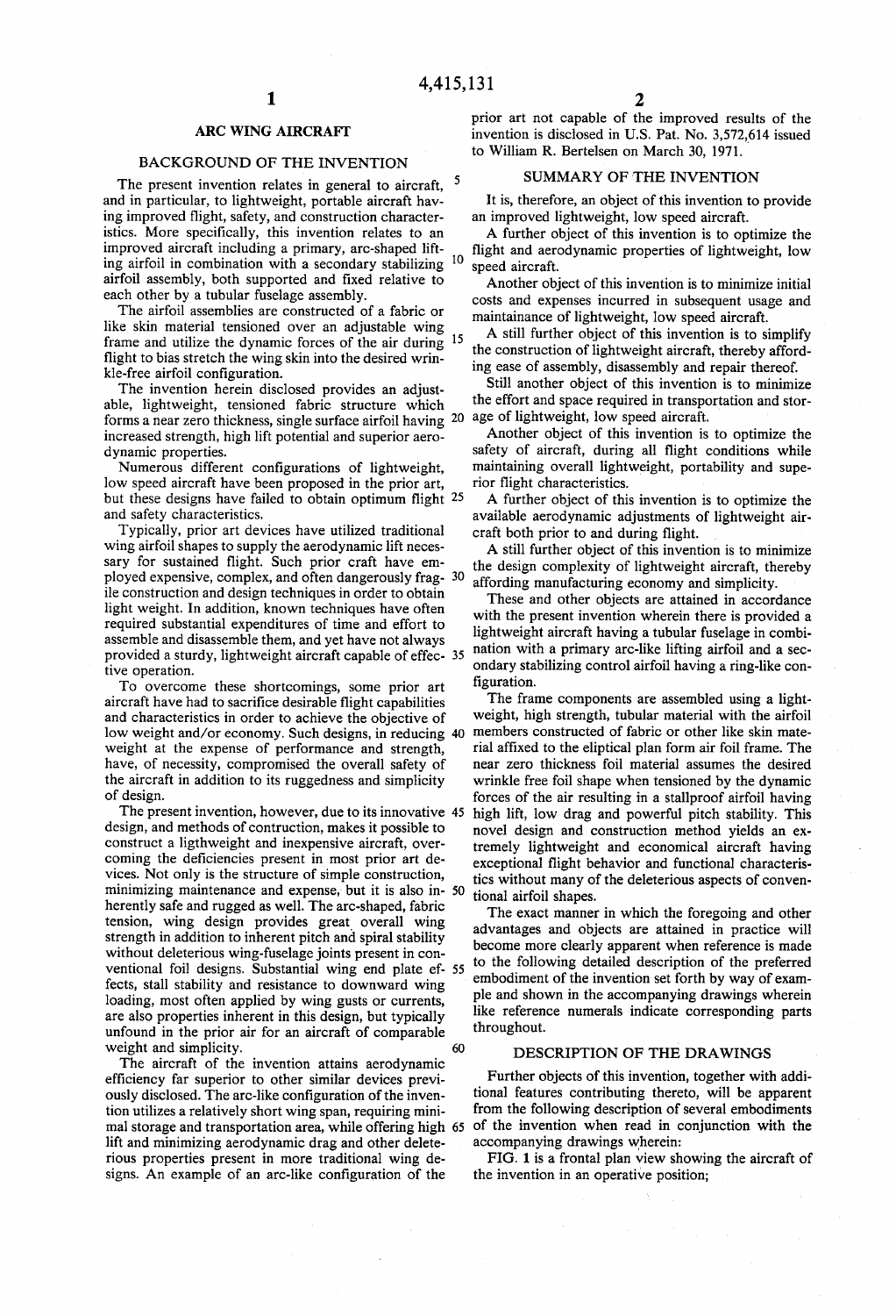# ARC WING AIRCRAFT

## BACKGROUND OF THE INVENTION

The present invention relates in general to aircraft, and in particular, to lightweight, portable aircraft having improved flight, safety, and construction characteristics. More specifically, this invention relates to an improved aircraft including a primary, arc-shaped lifting airfoil in combination with a secondary stabilizing airfoil assembly, both supported and fixed relative to each other by a tubular fuselage assembly.

The airfoil assemblies are constructed of a fabric or like skin material tensioned over an adjustable wing frame and utilize the dynamic forces of the air during flight to bias stretch the wing skin into the desired wrinkle-free airfoil configuration.

The invention herein disclosed provides an adjustable, lightweight, tensioned fabric structure which forms a near zero thickness, single surface airfoil having increased strength, high lift potential and superior aerodynamic properties.

Numerous different configurations of lightweight, low speed aircraft have been proposed in the prior art, but these designs have failed to obtain optimum flight and safety characteristics.

Typically, prior art devices have utilized traditional wing airfoil shapes to supply the aerodynamic lift necessary for sustained flight. Such prior craft have employed expensive, complex, and often dangerously fragile construction and design techniques in order to obtain light weight. In addition, known techniques have often required substantial expenditures of time and effort to assemble and disassemble them, and yet have not always provided a sturdy, lightweight aircraft capable of effective operation.

To overcome these shortcomings, some prior art aircraft have had to sacrifice desirable flight capabilities and characteristics in order to achieve the objective of low weight and/or economy. Such designs, in reducing weight at the expense of performance and strength, have, of necessity, compromised the overall safety of the aircraft in addition to its ruggedness and simplicity of design.

The present invention, however, due to its innovative design, and methods of contruction, makes it possible to construct a ligthweight and inexpensive aircraft, overcoming the deficiencies present in most prior art devices. Not only is the structure of simple construction, minimizing maintenance and expense, but it is also inherently safe and rugged as well. The arc-shaped, fabric tension, wing design provides great overall wing strength in addition to inherent pitch and spiral stability without deleterious wing-fuselage joints present in conventional foil designs. Substantial wing end plate effects, stall stability and resistance to downward wing loading, most often applied by wing gusts or currents, are also properties inherent in this design, but typically unfound in the prior air for an aircraft of comparable weight and simplicity.

The aircraft of the invention attains aerodynamic efficiency far superior to other similar devices previously disclosed. The arc-like configuration of the invention utilizes a relatively short wing span, requiring minimal storage and transportation area, while offering high lift and minimizing aerodynamic drag and other deleterious properties present in more traditional wing designs. An example of an arc-like configuration of the prior art not capable of the improved results of the invention is disclosed in U.S. Pat. No. 3,572,614 issued to William R. Bertelsen on March 30, 1971.

## SUMMARY OF THE INVENTION

It is, therefore, an object of this invention to provide an improved lightweight, low speed aircraft.

A further object of this invention is to optimize the flight and aerodynamic properties of lightweight, low speed aircraft.

Another object of this invention is to minimize initial costs and expenses incurred in subsequent usage and maintainance of lightweight, low speed aircraft.

A still further object of this invention is to simplify the construction of lightweight aircraft, thereby affording ease of assembly, disassembly and repair thereof.

Still another object of this invention is to minimize the effort and space required in transportation and storage of lightweight, low speed aircraft.

Another object of this invention is to optimize the safety of aircraft, during all flight conditions while maintaining overall lightweight, portability and superior flight characteristics.

A further object of this invention is to optimize the available aerodynamic adjustments of lightweight aircraft both prior to and during flight.

A still further object of this invention is to minimize the design complexity of lightweight aircraft, thereby affording manufacturing economy and simplicity.

These and other objects are attained in accordance with the present invention wherein there is provided a lightweight aircraft having a tubular fuselage in combination with a primary arc-like lifting airfoil and a secondary stabilizing control airfoil having a ring-like configuration.

The frame components are assembled using a lightweight, high strength, tubular material with the airfoil members constructed of fabric or other like skin material affixed to the elliptical plan form air foil frame. The near zero thickness foil material assumes the desired wrinkle free foil shape when tensioned by the dynamic forces of the air resulting in a stallproof airfoil having high lift, low drag and powerful pitch stability. This novel design and construction method yields an extremely lightweight and economical aircraft having exceptional flight behavior and functional characteristics without many of the deleterious aspects of conventional airfoil shapes.

The exact manner in which the foregoing and other advantages and objects are attained in practice will become more clearly apparent when reference is made to the following detailed description of the preferred embodiment of the invention set forth by way of example and shown in the accompanying drawings wherein like reference numerals indicate corresponding parts throughout.

## DESCRIPTION OF THE DRAWINGS

Further objects of this invention, together with additional features contributing thereto, will be apparent from the following description of several embodiments of the invention when read in conjunction with the accompanying drawings wherein:

FIG. 1 is a frontal plan view showing the aircraft of the invention in an operative position;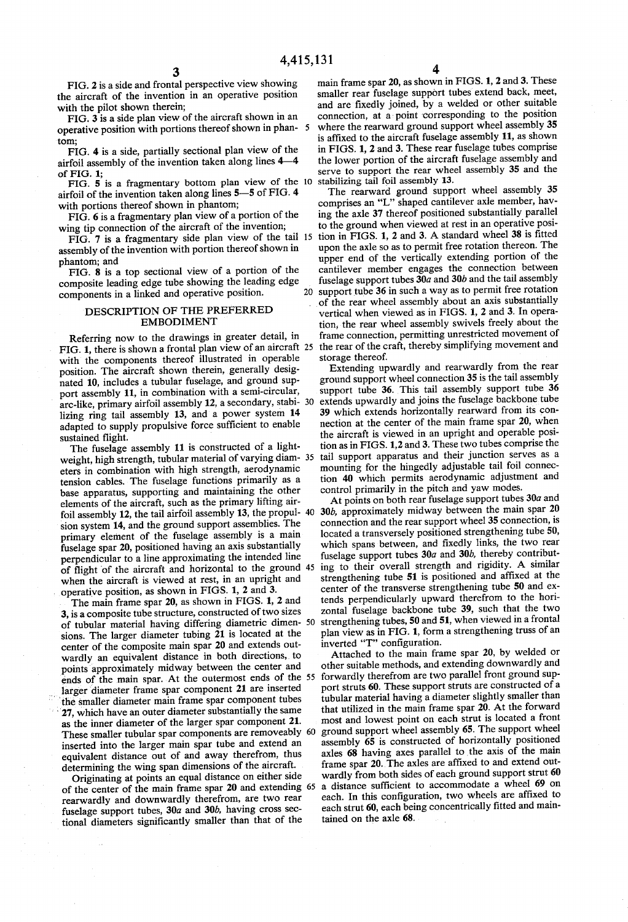FIG. 2 is a side and frontal perspective view showing the aircraft of the invention in an operative position with the pilot shown therein;

FIG. 3 is a side plan view of the aircraft shown in an operative position with portions thereof shown in phantom;

FIG. 4 is a side, partially sectional plan view of the airfoil assembly of the invention taken along lines 4—4 of FIG. 1;

FIG. 5 is a fragmentary bottom plan view of the airfoil of the invention taken along lines 5—5 of FIG. 4 with portions thereof shown in phantom;

FIG. 6 is a fragmentary plan view of a portion of the wing tip connection of the aircraft of the invention;

FIG. 7 is a fragmentary side plan view of the tail assembly of the invention with portion thereof shown in phantom; and

FIG. 8 is a top sectional view of a portion of the composite leading edge tube showing the leading edge components in a linked and operative position.

## DESCRIPTION OF THE PREFERRED EMBODIMENT

Referring now to the drawings in greater detail, in FIG. 1, there is shown a frontal plan view of an aircraft with the components thereof illustrated in operable position. The aircraft shown therein, generally designated 10, includes a tubular fuselage, and ground support assembly 11, in combination with a semi-circular, arc-like, primary airfoil assembly 12, a secondary, stabilizing ring tail assembly 13, and a power system 14 adapted to supply propulsive force sufficient to enable sustained flight.

The fuselage assembly 11 is constructed of a lightweight, high strength, tubular material of varying diameters in combination with high strength, aerodynamic tension cables. The fuselage functions primarily as a base apparatus, supporting and maintaining the other elements of the aircraft, such as the primary lifting airfoil assembly 12, the tail airfoil assembly 13, the propulsion system 14, and the ground support assemblies. The primary element of the fuselage assembly is a main fuselage spar 20, positioned having an axis substantially perpendicular to a line approximating the intended line of flight of the aircraft and horizontal to the ground when the aircraft is viewed at rest, in an upright and operative position, as shown in FIGS. 1, 2 and 3.

The main frame spar 20, as shown in FIGS. 1, 2 and 3, is a composite tube structure, constructed of two sizes of tubular material having differing diametric dimensions. The larger diameter tubing 21 is located at the center of the composite main spar 20 and extends outwardly an equivalent distance in both directions, to points approximately midway between the center and ends of the main spar. At the outermost ends of the larger diameter frame spar component 21 are inserted the smaller diameter main frame spar component tubes 27, which have an outer diameter substantially the same as the inner diameter of the larger spar component 21. These smaller tubular spar components are removeably inserted into the larger main spar tube and extend an equivalent distance out of and away therefrom, thus determining the wing span dimensions of the aircraft.

Originating at points an equal distance on either side of the center of the main frame spar 20 and extending rearwardly and downwardly therefrom, are two rear fuselage support tubes, 30*a* and 30*b*, having cross sectional diameters significantly smaller than that of the main frame spar 20, as shown in FIGS. 1, 2 and 3. These smaller rear fuselage support tubes extend back, meet, and are fixedly joined, by a welded or other suitable connection, at a point corresponding to the position where the rearward ground support wheel assembly 35 is affixed to the aircraft fuselage assembly 11, as shown in FIGS. 1, 2 and 3. These rear fuselage tubes comprise the lower portion of the aircraft fuselage assembly and serve to support the rear wheel assembly 35 and the stabilizing tail foil assembly 13.

The rearward ground support wheel assembly 35 comprises an "L" shaped cantilever axle member, having the axle 37 thereof positioned substantially parallel to the ground when viewed at rest in an operative position in FIGS. 1, 2 and 3. A standard wheel 38 is fitted upon the axle so as to permit free rotation thereon. The upper end of the vertically extending portion of the cantilever member engages the connection between fuselage support tubes 30*a* and 30*b* and the tail assembly support tube 36 in such a way as to permit free rotation of the rear wheel assembly about an axis substantially vertical when viewed as in FIGS. 1, 2 and 3. In operation, the rear wheel assembly swivels freely about the frame connection, permitting unrestricted movement of the rear of the craft, thereby simplifying movement and storage thereof.

Extending upwardly and rearwardly from the rear ground support wheel connection 35 is the tail assembly support tube 36. This tail assembly support tube 36 extends upwardly and joins the fuselage backbone tube 39 which extends horizontally rearward from its connection at the center of the main frame spar 20, when the aircraft is viewed in an upright and operable position as in FIGS. 1,2 and 3. These two tubes comprise the tail support apparatus and their junction serves as a mounting for the hingedly adjustable tail foil connection 40 which permits aerodynamic adjustment and control primarily in the pitch and yaw modes.

At points on both rear fuselage support tubes 30*a* and 30*b*, approximately midway between the main spar 20 connection and the rear support wheel 35 connection, is located a transversely positioned strengthening tube 50, which spans between, and fixedly links, the two rear fuselage support tubes 30*a* and 30*b*, thereby contributing to their overall strength and rigidity. A similar strengthening tube 51 is positioned and affixed at the center of the transverse strengthening tube 50 and extends perpendicularly upward therefrom to the horizontal fuselage backbone tube 39, such that the two strengthening tubes, 50 and 51, when viewed in a frontal plan view as in FIG. 1, form a strengthening truss of an inverted "T" configuration.

Attached to the main frame spar 20, by welded or other suitable methods, and extending downwardly and forwardly therefrom are two parallel front ground support struts 60. These support struts are constructed of a tubular material having a diameter slightly smaller than that utilized in the main frame spar 20. At the forward most and lowest point on each strut is located a front ground support wheel assembly 65. The support wheel assembly 65 is constructed of horizontally positioned axles 68 having axes parallel to the axis of the main frame spar 20. The axles are affixed to and extend outwardly from both sides of each ground support strut 60 a distance sufficient to accommodate a wheel 69 on each. In this configuration, two wheels are affixed to each strut 60, each being concentrically fitted and maintained on the axle 68.